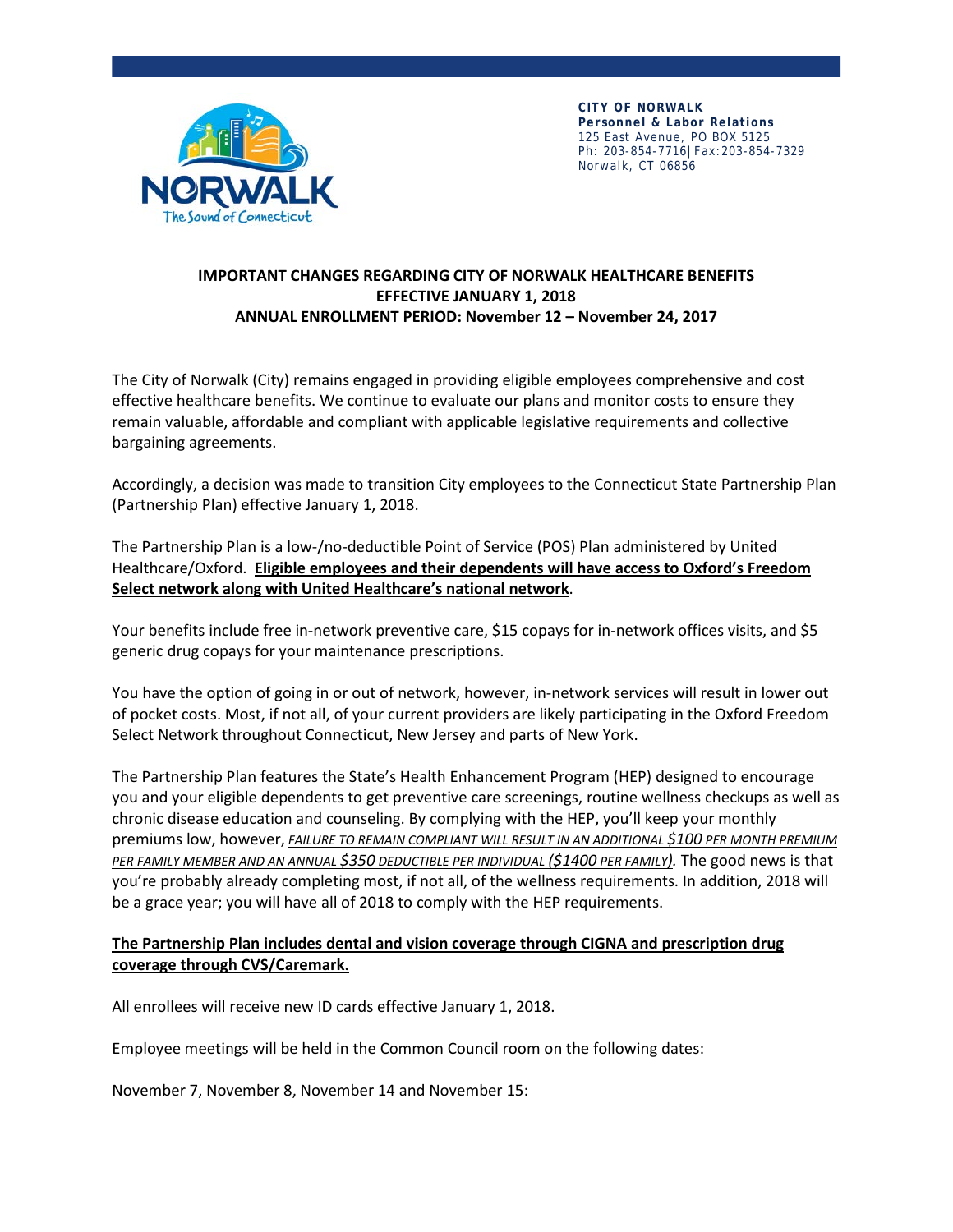**CITY OF NORWALK**
**Personnel & Labor Relations**
125 East Avenue, PO BOX 5125
Ph: 203-854-7716| Fax:203-854-7329
Norwalk, CT 06856

## IMPORTANT CHANGES REGARDING CITY OF NORWALK HEALTHCARE BENEFITS EFFECTIVE JANUARY 1, 2018 ANNUAL ENROLLMENT PERIOD: November 12 – November 24, 2017

The City of Norwalk (City) remains engaged in providing eligible employees comprehensive and cost effective healthcare benefits. We continue to evaluate our plans and monitor costs to ensure they remain valuable, affordable and compliant with applicable legislative requirements and collective bargaining agreements.

Accordingly, a decision was made to transition City employees to the Connecticut State Partnership Plan (Partnership Plan) effective January 1, 2018.

The Partnership Plan is a low-/no-deductible Point of Service (POS) Plan administered by United Healthcare/Oxford. **Eligible employees and their dependents will have access to Oxford's Freedom Select network along with United Healthcare's national network**.

Your benefits include free in-network preventive care, $15 copays for in-network offices visits, and $5 generic drug copays for your maintenance prescriptions.

You have the option of going in or out of network, however, in-network services will result in lower out of pocket costs. Most, if not all, of your current providers are likely participating in the Oxford Freedom Select Network throughout Connecticut, New Jersey and parts of New York.

The Partnership Plan features the State's Health Enhancement Program (HEP) designed to encourage you and your eligible dependents to get preventive care screenings, routine wellness checkups as well as chronic disease education and counseling. By complying with the HEP, you'll keep your monthly premiums low, however, *FAILURE TO REMAIN COMPLIANT WILL RESULT IN AN ADDITIONAL $100 PER MONTH PREMIUM PER FAMILY MEMBER AND AN ANNUAL $350 DEDUCTIBLE PER INDIVIDUAL ($1400 PER FAMILY).* The good news is that you're probably already completing most, if not all, of the wellness requirements. In addition, 2018 will be a grace year; you will have all of 2018 to comply with the HEP requirements.

**The Partnership Plan includes dental and vision coverage through CIGNA and prescription drug coverage through CVS/Caremark.**

All enrollees will receive new ID cards effective January 1, 2018.

Employee meetings will be held in the Common Council room on the following dates:

November 7, November 8, November 14 and November 15: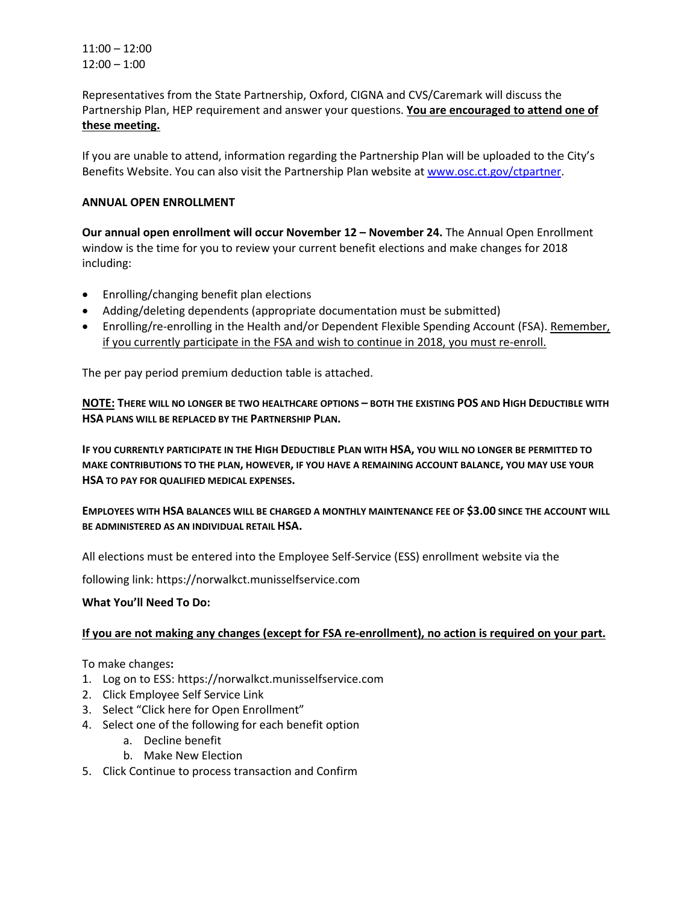11:00 – 12:00
12:00 – 1:00

Representatives from the State Partnership, Oxford, CIGNA and CVS/Caremark will discuss the Partnership Plan, HEP requirement and answer your questions. **You are encouraged to attend one of these meeting.**

If you are unable to attend, information regarding the Partnership Plan will be uploaded to the City's Benefits Website. You can also visit the Partnership Plan website at [www.osc.ct.gov/ctpartner](www.osc.ct.gov/ctpartner).

**ANNUAL OPEN ENROLLMENT**

**Our annual open enrollment will occur November 12 – November 24.** The Annual Open Enrollment window is the time for you to review your current benefit elections and make changes for 2018 including:

- Enrolling/changing benefit plan elections
- Adding/deleting dependents (appropriate documentation must be submitted)
- Enrolling/re-enrolling in the Health and/or Dependent Flexible Spending Account (FSA). Remember, if you currently participate in the FSA and wish to continue in 2018, you must re-enroll.

The per pay period premium deduction table is attached.

**NOTE: THERE WILL NO LONGER BE TWO HEALTHCARE OPTIONS – BOTH THE EXISTING POS AND HIGH DEDUCTIBLE WITH HSA PLANS WILL BE REPLACED BY THE PARTNERSHIP PLAN.**

**IF YOU CURRENTLY PARTICIPATE IN THE HIGH DEDUCTIBLE PLAN WITH HSA, YOU WILL NO LONGER BE PERMITTED TO MAKE CONTRIBUTIONS TO THE PLAN, HOWEVER, IF YOU HAVE A REMAINING ACCOUNT BALANCE, YOU MAY USE YOUR HSA TO PAY FOR QUALIFIED MEDICAL EXPENSES.**

**EMPLOYEES WITH HSA BALANCES WILL BE CHARGED A MONTHLY MAINTENANCE FEE OF $3.00 SINCE THE ACCOUNT WILL BE ADMINISTERED AS AN INDIVIDUAL RETAIL HSA.**

All elections must be entered into the Employee Self-Service (ESS) enrollment website via the following link: https://norwalkct.munisselfservice.com

**What You'll Need To Do:**

**If you are not making any changes (except for FSA re-enrollment), no action is required on your part.**

To make changes**:**

1. Log on to ESS: https://norwalkct.munisselfservice.com
2. Click Employee Self Service Link
3. Select "Click here for Open Enrollment"
4. Select one of the following for each benefit option
   a. Decline benefit
   b. Make New Election
5. Click Continue to process transaction and Confirm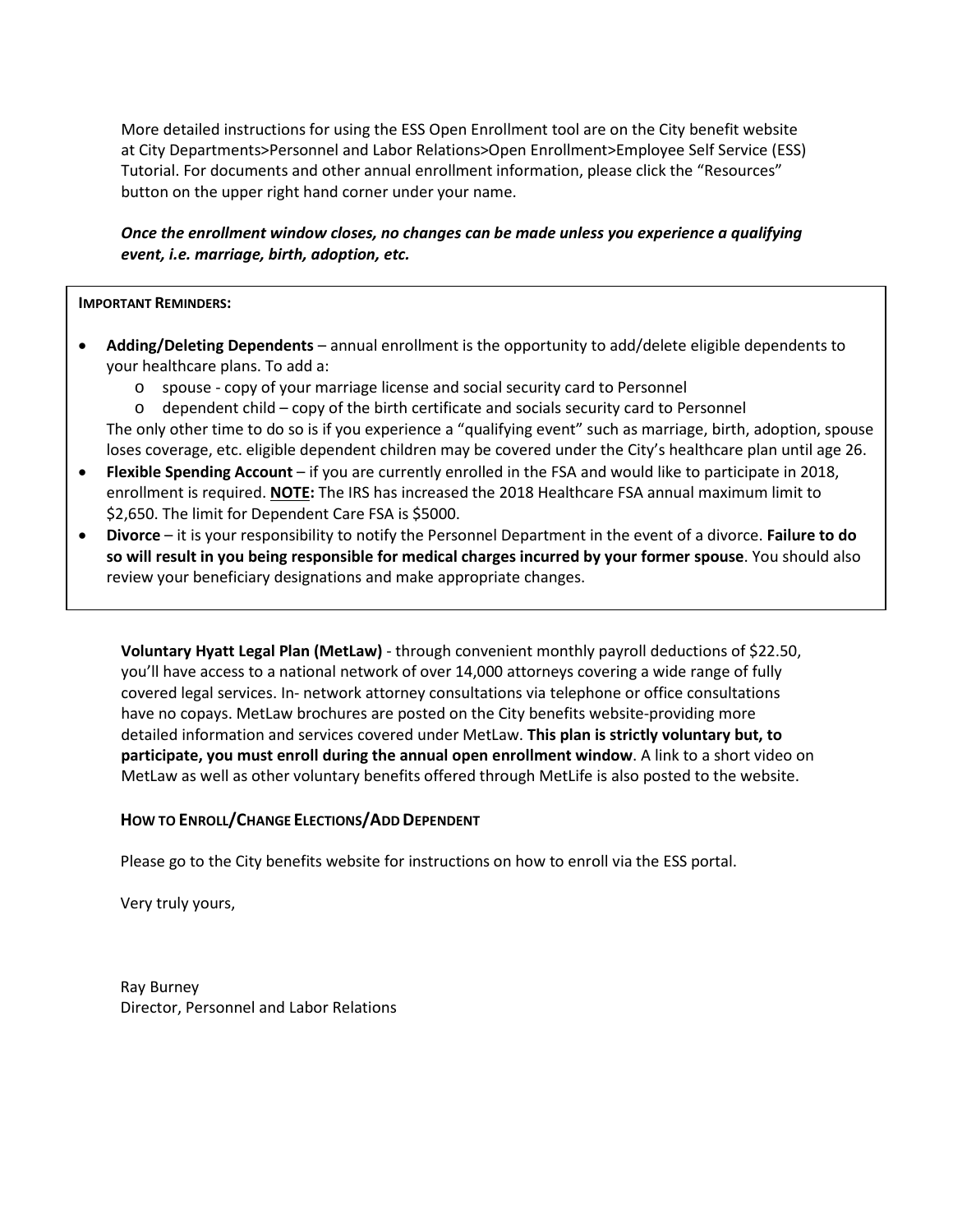More detailed instructions for using the ESS Open Enrollment tool are on the City benefit website at City Departments>Personnel and Labor Relations>Open Enrollment>Employee Self Service (ESS) Tutorial. For documents and other annual enrollment information, please click the "Resources" button on the upper right hand corner under your name.

***Once the enrollment window closes, no changes can be made unless you experience a qualifying event, i.e. marriage, birth, adoption, etc.***

**IMPORTANT REMINDERS:**

- **Adding/Deleting Dependents** – annual enrollment is the opportunity to add/delete eligible dependents to your healthcare plans. To add a:
  - spouse - copy of your marriage license and social security card to Personnel
  - dependent child – copy of the birth certificate and socials security card to Personnel

  The only other time to do so is if you experience a "qualifying event" such as marriage, birth, adoption, spouse loses coverage, etc. eligible dependent children may be covered under the City's healthcare plan until age 26.
- **Flexible Spending Account** – if you are currently enrolled in the FSA and would like to participate in 2018, enrollment is required. **NOTE:** The IRS has increased the 2018 Healthcare FSA annual maximum limit to $2,650. The limit for Dependent Care FSA is $5000.
- **Divorce** – it is your responsibility to notify the Personnel Department in the event of a divorce. **Failure to do so will result in you being responsible for medical charges incurred by your former spouse**. You should also review your beneficiary designations and make appropriate changes.

**Voluntary Hyatt Legal Plan (MetLaw)** - through convenient monthly payroll deductions of $22.50, you'll have access to a national network of over 14,000 attorneys covering a wide range of fully covered legal services. In- network attorney consultations via telephone or office consultations have no copays. MetLaw brochures are posted on the City benefits website-providing more detailed information and services covered under MetLaw. **This plan is strictly voluntary but, to participate, you must enroll during the annual open enrollment window**. A link to a short video on MetLaw as well as other voluntary benefits offered through MetLife is also posted to the website.

**HOW TO ENROLL/CHANGE ELECTIONS/ADD DEPENDENT**

Please go to the City benefits website for instructions on how to enroll via the ESS portal.

Very truly yours,

Ray Burney
Director, Personnel and Labor Relations